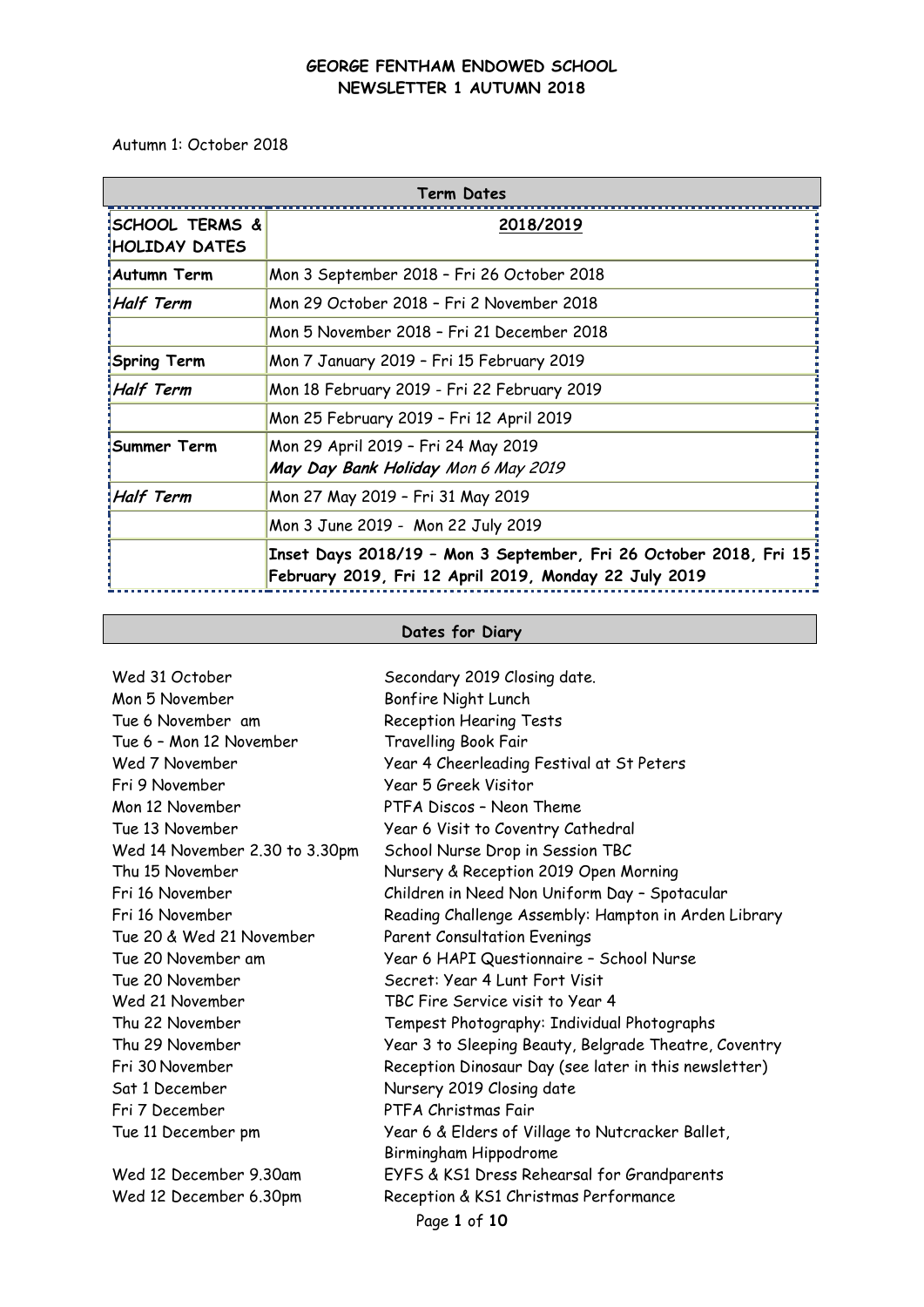**GEORGE FENTHAM ENDOWED SCHOOL**
**NEWSLETTER 1 AUTUMN 2018**

Autumn 1: October 2018

| Term Dates | |
|---|---|
| **SCHOOL TERMS & HOLIDAY DATES** | **2018/2019** |
| **Autumn Term** | Mon 3 September 2018 – Fri 26 October 2018 |
| ***Half Term*** | Mon 29 October 2018 – Fri 2 November 2018 |
| | Mon 5 November 2018 – Fri 21 December 2018 |
| **Spring Term** | Mon 7 January 2019 – Fri 15 February 2019 |
| ***Half Term*** | Mon 18 February 2019 - Fri 22 February 2019 |
| | Mon 25 February 2019 – Fri 12 April 2019 |
| **Summer Term** | Mon 29 April 2019 – Fri 24 May 2019 ***May Day Bank Holiday*** *Mon 6 May 2019* |
| ***Half Term*** | Mon 27 May 2019 – Fri 31 May 2019 |
| | Mon 3 June 2019 - Mon 22 July 2019 |
| | **Inset Days 2018/19 – Mon 3 September, Fri 26 October 2018, Fri 15 February 2019, Fri 12 April 2019, Monday 22 July 2019** |

**Dates for Diary**

| | |
|---|---|
| Wed 31 October | Secondary 2019 Closing date. |
| Mon 5 November | Bonfire Night Lunch |
| Tue 6 November am | Reception Hearing Tests |
| Tue 6 – Mon 12 November | Travelling Book Fair |
| Wed 7 November | Year 4 Cheerleading Festival at St Peters |
| Fri 9 November | Year 5 Greek Visitor |
| Mon 12 November | PTFA Discos – Neon Theme |
| Tue 13 November | Year 6 Visit to Coventry Cathedral |
| Wed 14 November 2.30 to 3.30pm | School Nurse Drop in Session TBC |
| Thu 15 November | Nursery & Reception 2019 Open Morning |
| Fri 16 November | Children in Need Non Uniform Day – Spotacular |
| Fri 16 November | Reading Challenge Assembly: Hampton in Arden Library |
| Tue 20 & Wed 21 November | Parent Consultation Evenings |
| Tue 20 November am | Year 6 HAPI Questionnaire – School Nurse |
| Tue 20 November | Secret: Year 4 Lunt Fort Visit |
| Wed 21 November | TBC Fire Service visit to Year 4 |
| Thu 22 November | Tempest Photography: Individual Photographs |
| Thu 29 November | Year 3 to Sleeping Beauty, Belgrade Theatre, Coventry |
| Fri 30 November | Reception Dinosaur Day (see later in this newsletter) |
| Sat 1 December | Nursery 2019 Closing date |
| Fri 7 December | PTFA Christmas Fair |
| Tue 11 December pm | Year 6 & Elders of Village to Nutcracker Ballet, Birmingham Hippodrome |
| Wed 12 December 9.30am | EYFS & KS1 Dress Rehearsal for Grandparents |
| Wed 12 December 6.30pm | Reception & KS1 Christmas Performance |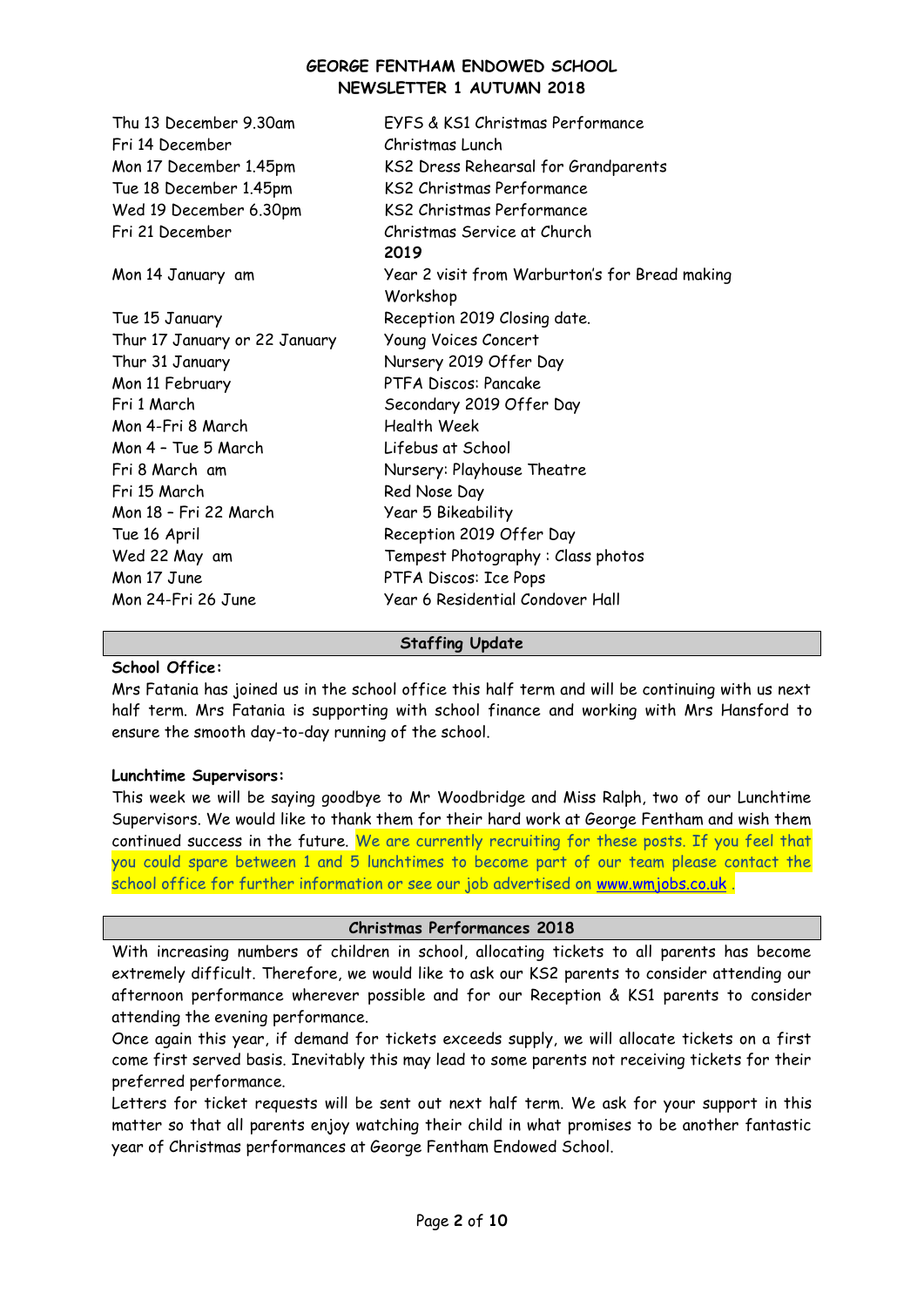| | |
|---|---|
| Thu 13 December 9.30am | EYFS & KS1 Christmas Performance |
| Fri 14 December | Christmas Lunch |
| Mon 17 December 1.45pm | KS2 Dress Rehearsal for Grandparents |
| Tue 18 December 1.45pm | KS2 Christmas Performance |
| Wed 19 December 6.30pm | KS2 Christmas Performance |
| Fri 21 December | Christmas Service at Church |
| | **2019** |
| Mon 14 January am | Year 2 visit from Warburton's for Bread making Workshop |
| Tue 15 January | Reception 2019 Closing date. |
| Thur 17 January or 22 January | Young Voices Concert |
| Thur 31 January | Nursery 2019 Offer Day |
| Mon 11 February | PTFA Discos: Pancake |
| Fri 1 March | Secondary 2019 Offer Day |
| Mon 4-Fri 8 March | Health Week |
| Mon 4 – Tue 5 March | Lifebus at School |
| Fri 8 March am | Nursery: Playhouse Theatre |
| Fri 15 March | Red Nose Day |
| Mon 18 – Fri 22 March | Year 5 Bikeability |
| Tue 16 April | Reception 2019 Offer Day |
| Wed 22 May am | Tempest Photography : Class photos |
| Mon 17 June | PTFA Discos: Ice Pops |
| Mon 24-Fri 26 June | Year 6 Residential Condover Hall |

## Staffing Update

**School Office:**

Mrs Fatania has joined us in the school office this half term and will be continuing with us next half term. Mrs Fatania is supporting with school finance and working with Mrs Hansford to ensure the smooth day-to-day running of the school.

**Lunchtime Supervisors:**

This week we will be saying goodbye to Mr Woodbridge and Miss Ralph, two of our Lunchtime Supervisors. We would like to thank them for their hard work at George Fentham and wish them continued success in the future. We are currently recruiting for these posts. If you feel that you could spare between 1 and 5 lunchtimes to become part of our team please contact the school office for further information or see our job advertised on www.wmjobs.co.uk .

## Christmas Performances 2018

With increasing numbers of children in school, allocating tickets to all parents has become extremely difficult. Therefore, we would like to ask our KS2 parents to consider attending our afternoon performance wherever possible and for our Reception & KS1 parents to consider attending the evening performance.

Once again this year, if demand for tickets exceeds supply, we will allocate tickets on a first come first served basis. Inevitably this may lead to some parents not receiving tickets for their preferred performance.

Letters for ticket requests will be sent out next half term. We ask for your support in this matter so that all parents enjoy watching their child in what promises to be another fantastic year of Christmas performances at George Fentham Endowed School.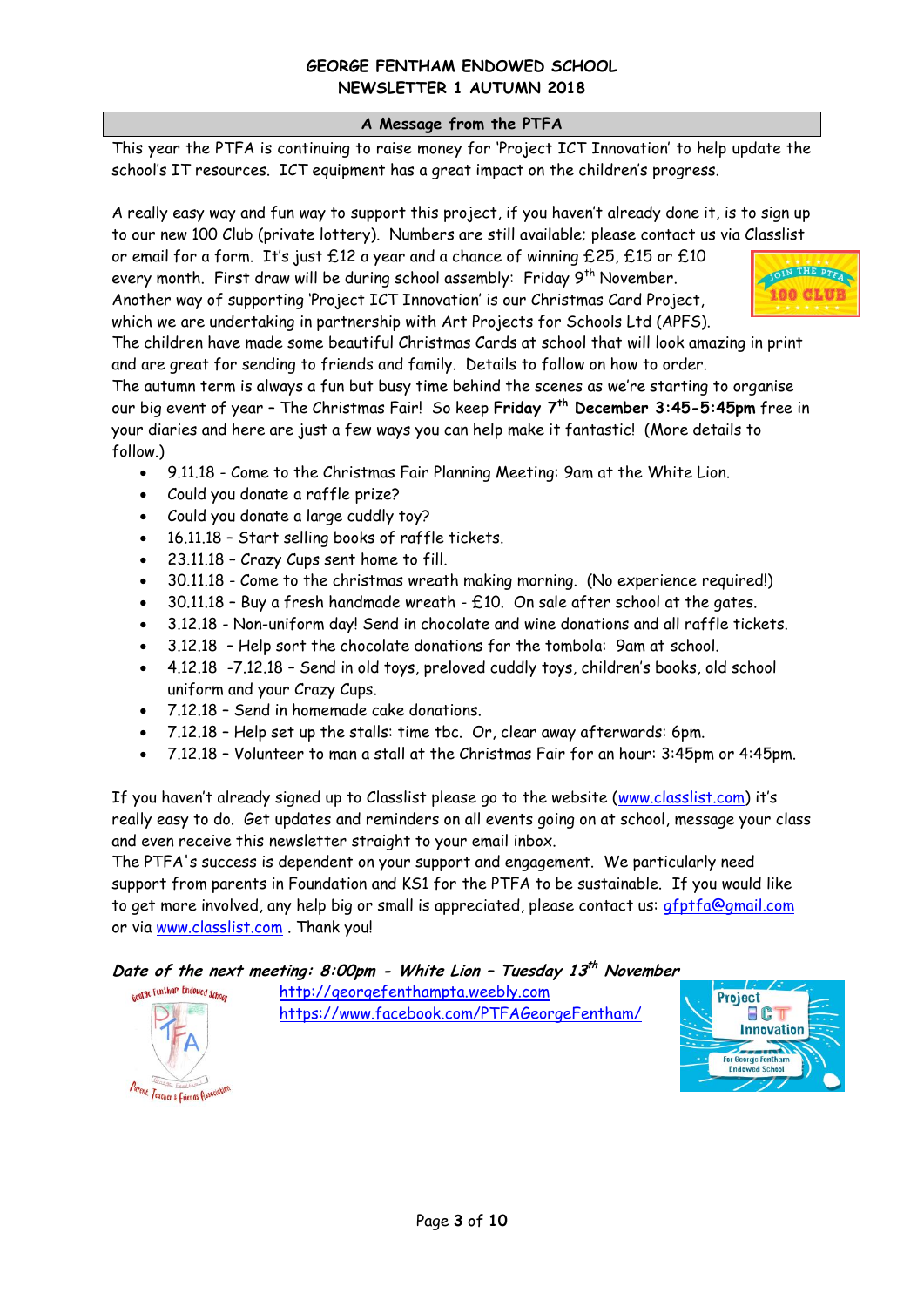# GEORGE FENTHAM ENDOWED SCHOOL
## NEWSLETTER 1 AUTUMN 2018

### A Message from the PTFA

This year the PTFA is continuing to raise money for 'Project ICT Innovation' to help update the school's IT resources. ICT equipment has a great impact on the children's progress.

A really easy way and fun way to support this project, if you haven't already done it, is to sign up to our new 100 Club (private lottery). Numbers are still available; please contact us via Classlist or email for a form. It's just £12 a year and a chance of winning £25, £15 or £10 every month. First draw will be during school assembly: Friday 9th November.

Another way of supporting 'Project ICT Innovation' is our Christmas Card Project, which we are undertaking in partnership with Art Projects for Schools Ltd (APFS). The children have made some beautiful Christmas Cards at school that will look amazing in print and are great for sending to friends and family. Details to follow on how to order.

The autumn term is always a fun but busy time behind the scenes as we're starting to organise our big event of year – The Christmas Fair! So keep **Friday 7th December 3:45-5:45pm** free in your diaries and here are just a few ways you can help make it fantastic! (More details to follow.)

- 9.11.18 - Come to the Christmas Fair Planning Meeting: 9am at the White Lion.
- Could you donate a raffle prize?
- Could you donate a large cuddly toy?
- 16.11.18 – Start selling books of raffle tickets.
- 23.11.18 – Crazy Cups sent home to fill.
- 30.11.18 - Come to the christmas wreath making morning. (No experience required!)
- 30.11.18 – Buy a fresh handmade wreath - £10. On sale after school at the gates.
- 3.12.18 - Non-uniform day! Send in chocolate and wine donations and all raffle tickets.
- 3.12.18 – Help sort the chocolate donations for the tombola: 9am at school.
- 4.12.18 -7.12.18 – Send in old toys, preloved cuddly toys, children's books, old school uniform and your Crazy Cups.
- 7.12.18 – Send in homemade cake donations.
- 7.12.18 – Help set up the stalls: time tbc. Or, clear away afterwards: 6pm.
- 7.12.18 – Volunteer to man a stall at the Christmas Fair for an hour: 3:45pm or 4:45pm.

If you haven't already signed up to Classlist please go to the website (www.classlist.com) it's really easy to do. Get updates and reminders on all events going on at school, message your class and even receive this newsletter straight to your email inbox.

The PTFA's success is dependent on your support and engagement. We particularly need support from parents in Foundation and KS1 for the PTFA to be sustainable. If you would like to get more involved, any help big or small is appreciated, please contact us: gfptfa@gmail.com or via www.classlist.com . Thank you!

***Date of the next meeting: 8:00pm - White Lion – Tuesday 13th November***

http://georgefenthampta.weebly.com
https://www.facebook.com/PTFAGeorgeFentham/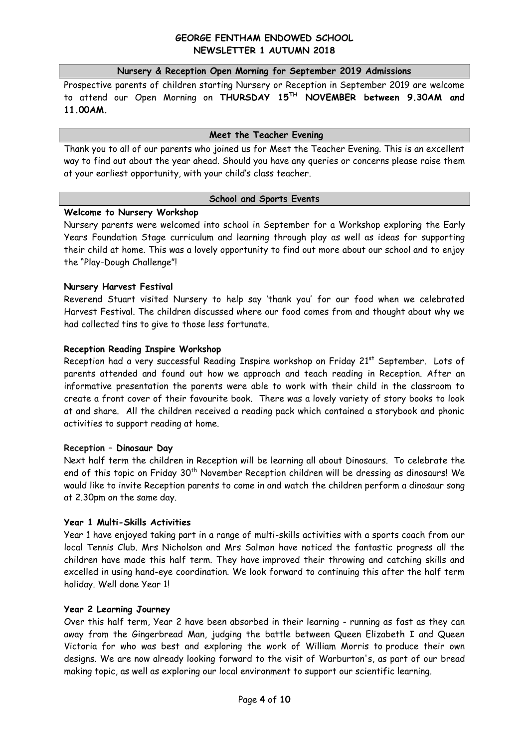# GEORGE FENTHAM ENDOWED SCHOOL
# NEWSLETTER 1 AUTUMN 2018

## Nursery & Reception Open Morning for September 2019 Admissions

Prospective parents of children starting Nursery or Reception in September 2019 are welcome to attend our Open Morning on **THURSDAY 15TH NOVEMBER between 9.30AM and 11.00AM.**

## Meet the Teacher Evening

Thank you to all of our parents who joined us for Meet the Teacher Evening. This is an excellent way to find out about the year ahead. Should you have any queries or concerns please raise them at your earliest opportunity, with your child's class teacher.

## School and Sports Events

### Welcome to Nursery Workshop

Nursery parents were welcomed into school in September for a Workshop exploring the Early Years Foundation Stage curriculum and learning through play as well as ideas for supporting their child at home. This was a lovely opportunity to find out more about our school and to enjoy the "Play-Dough Challenge"!

### Nursery Harvest Festival

Reverend Stuart visited Nursery to help say 'thank you' for our food when we celebrated Harvest Festival. The children discussed where our food comes from and thought about why we had collected tins to give to those less fortunate.

### Reception Reading Inspire Workshop

Reception had a very successful Reading Inspire workshop on Friday 21st September. Lots of parents attended and found out how we approach and teach reading in Reception. After an informative presentation the parents were able to work with their child in the classroom to create a front cover of their favourite book. There was a lovely variety of story books to look at and share. All the children received a reading pack which contained a storybook and phonic activities to support reading at home.

### Reception – Dinosaur Day

Next half term the children in Reception will be learning all about Dinosaurs. To celebrate the end of this topic on Friday 30th November Reception children will be dressing as dinosaurs! We would like to invite Reception parents to come in and watch the children perform a dinosaur song at 2.30pm on the same day.

### Year 1 Multi-Skills Activities

Year 1 have enjoyed taking part in a range of multi-skills activities with a sports coach from our local Tennis Club. Mrs Nicholson and Mrs Salmon have noticed the fantastic progress all the children have made this half term. They have improved their throwing and catching skills and excelled in using hand-eye coordination. We look forward to continuing this after the half term holiday. Well done Year 1!

### Year 2 Learning Journey

Over this half term, Year 2 have been absorbed in their learning - running as fast as they can away from the Gingerbread Man, judging the battle between Queen Elizabeth I and Queen Victoria for who was best and exploring the work of William Morris to produce their own designs. We are now already looking forward to the visit of Warburton's, as part of our bread making topic, as well as exploring our local environment to support our scientific learning.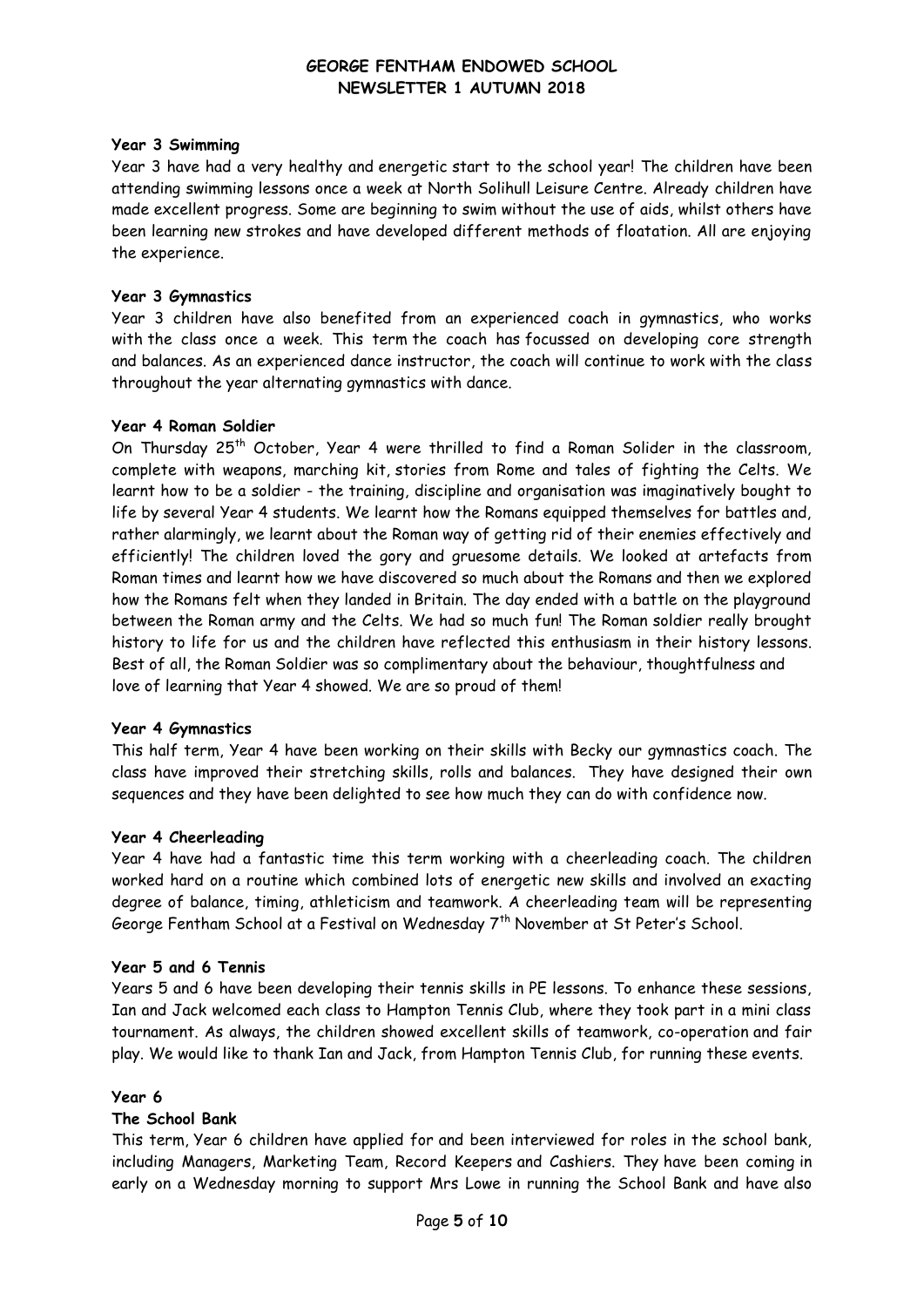**Year 3 Swimming**

Year 3 have had a very healthy and energetic start to the school year! The children have been attending swimming lessons once a week at North Solihull Leisure Centre. Already children have made excellent progress. Some are beginning to swim without the use of aids, whilst others have been learning new strokes and have developed different methods of floatation. All are enjoying the experience.

**Year 3 Gymnastics**

Year 3 children have also benefited from an experienced coach in gymnastics, who works with the class once a week. This term the coach has focussed on developing core strength and balances. As an experienced dance instructor, the coach will continue to work with the class throughout the year alternating gymnastics with dance.

**Year 4 Roman Soldier**

On Thursday 25th October, Year 4 were thrilled to find a Roman Solider in the classroom, complete with weapons, marching kit, stories from Rome and tales of fighting the Celts. We learnt how to be a soldier - the training, discipline and organisation was imaginatively bought to life by several Year 4 students. We learnt how the Romans equipped themselves for battles and, rather alarmingly, we learnt about the Roman way of getting rid of their enemies effectively and efficiently! The children loved the gory and gruesome details. We looked at artefacts from Roman times and learnt how we have discovered so much about the Romans and then we explored how the Romans felt when they landed in Britain. The day ended with a battle on the playground between the Roman army and the Celts. We had so much fun! The Roman soldier really brought history to life for us and the children have reflected this enthusiasm in their history lessons. Best of all, the Roman Soldier was so complimentary about the behaviour, thoughtfulness and love of learning that Year 4 showed. We are so proud of them!

**Year 4 Gymnastics**

This half term, Year 4 have been working on their skills with Becky our gymnastics coach. The class have improved their stretching skills, rolls and balances. They have designed their own sequences and they have been delighted to see how much they can do with confidence now.

**Year 4 Cheerleading**

Year 4 have had a fantastic time this term working with a cheerleading coach. The children worked hard on a routine which combined lots of energetic new skills and involved an exacting degree of balance, timing, athleticism and teamwork. A cheerleading team will be representing George Fentham School at a Festival on Wednesday 7th November at St Peter's School.

**Year 5 and 6 Tennis**

Years 5 and 6 have been developing their tennis skills in PE lessons. To enhance these sessions, Ian and Jack welcomed each class to Hampton Tennis Club, where they took part in a mini class tournament. As always, the children showed excellent skills of teamwork, co-operation and fair play. We would like to thank Ian and Jack, from Hampton Tennis Club, for running these events.

**Year 6**

**The School Bank**

This term, Year 6 children have applied for and been interviewed for roles in the school bank, including Managers, Marketing Team, Record Keepers and Cashiers. They have been coming in early on a Wednesday morning to support Mrs Lowe in running the School Bank and have also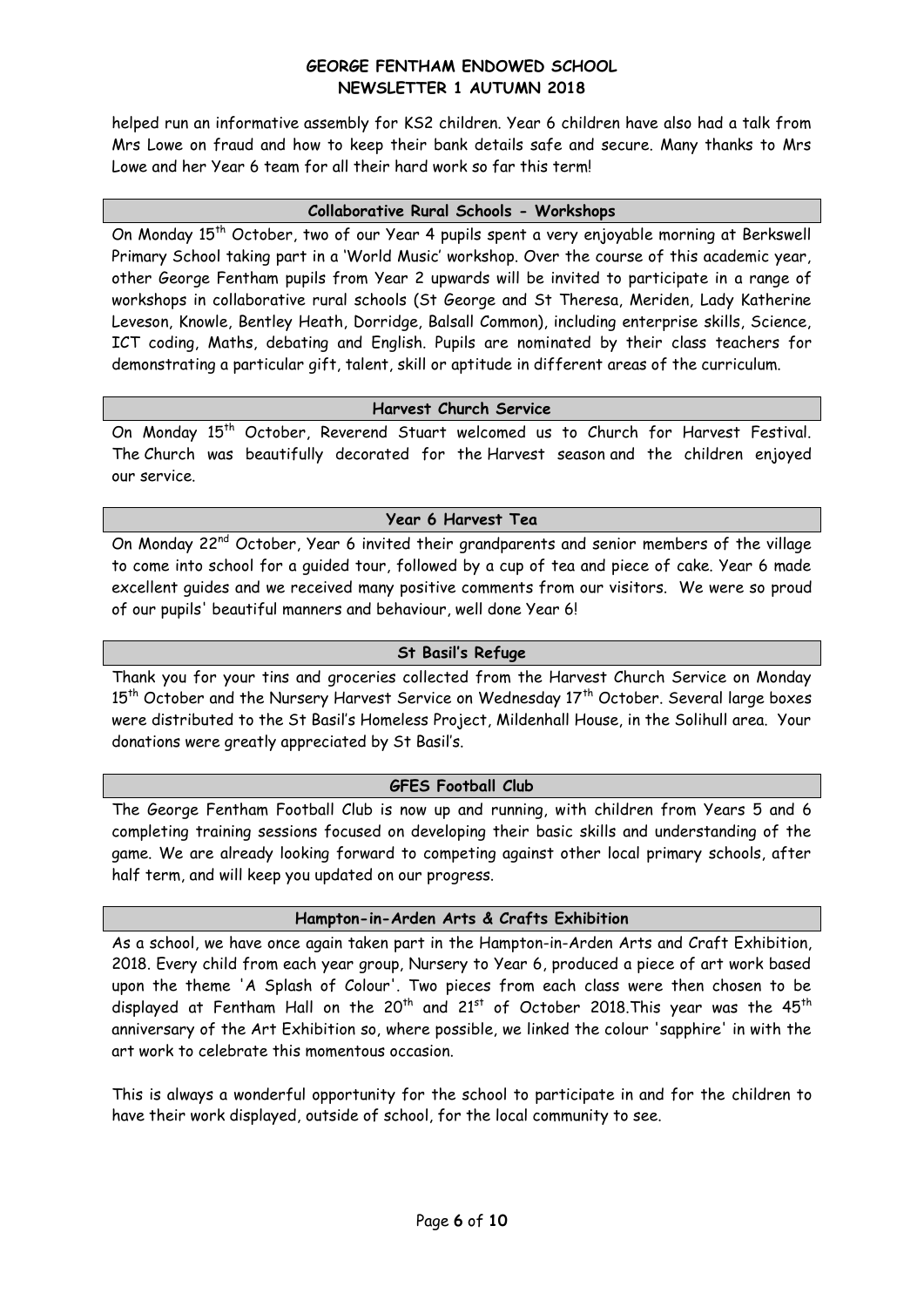helped run an informative assembly for KS2 children. Year 6 children have also had a talk from Mrs Lowe on fraud and how to keep their bank details safe and secure. Many thanks to Mrs Lowe and her Year 6 team for all their hard work so far this term!

## Collaborative Rural Schools - Workshops

On Monday 15th October, two of our Year 4 pupils spent a very enjoyable morning at Berkswell Primary School taking part in a 'World Music' workshop. Over the course of this academic year, other George Fentham pupils from Year 2 upwards will be invited to participate in a range of workshops in collaborative rural schools (St George and St Theresa, Meriden, Lady Katherine Leveson, Knowle, Bentley Heath, Dorridge, Balsall Common), including enterprise skills, Science, ICT coding, Maths, debating and English. Pupils are nominated by their class teachers for demonstrating a particular gift, talent, skill or aptitude in different areas of the curriculum.

## Harvest Church Service

On Monday 15th October, Reverend Stuart welcomed us to Church for Harvest Festival. The Church was beautifully decorated for the Harvest season and the children enjoyed our service.

## Year 6 Harvest Tea

On Monday 22nd October, Year 6 invited their grandparents and senior members of the village to come into school for a guided tour, followed by a cup of tea and piece of cake. Year 6 made excellent guides and we received many positive comments from our visitors. We were so proud of our pupils' beautiful manners and behaviour, well done Year 6!

## St Basil's Refuge

Thank you for your tins and groceries collected from the Harvest Church Service on Monday 15th October and the Nursery Harvest Service on Wednesday 17th October. Several large boxes were distributed to the St Basil's Homeless Project, Mildenhall House, in the Solihull area. Your donations were greatly appreciated by St Basil's.

## GFES Football Club

The George Fentham Football Club is now up and running, with children from Years 5 and 6 completing training sessions focused on developing their basic skills and understanding of the game. We are already looking forward to competing against other local primary schools, after half term, and will keep you updated on our progress.

## Hampton-in-Arden Arts & Crafts Exhibition

As a school, we have once again taken part in the Hampton-in-Arden Arts and Craft Exhibition, 2018. Every child from each year group, Nursery to Year 6, produced a piece of art work based upon the theme 'A Splash of Colour'. Two pieces from each class were then chosen to be displayed at Fentham Hall on the 20th and 21st of October 2018.This year was the 45th anniversary of the Art Exhibition so, where possible, we linked the colour 'sapphire' in with the art work to celebrate this momentous occasion.

This is always a wonderful opportunity for the school to participate in and for the children to have their work displayed, outside of school, for the local community to see.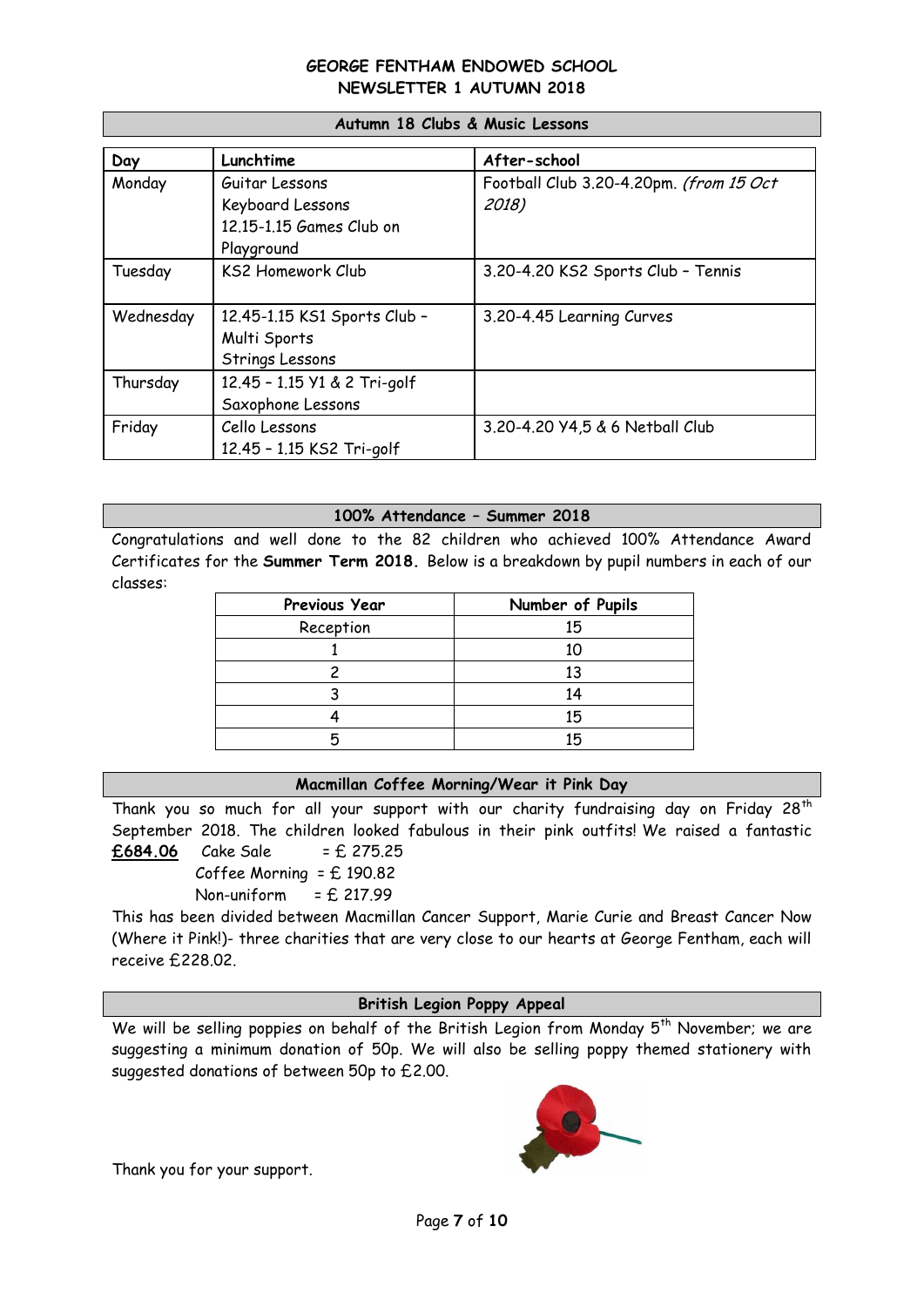# GEORGE FENTHAM ENDOWED SCHOOL
## NEWSLETTER 1 AUTUMN 2018

### Autumn 18 Clubs & Music Lessons

| Day | Lunchtime | After-school |
|---|---|---|
| Monday | Guitar Lessons<br>Keyboard Lessons<br>12.15-1.15 Games Club on Playground | Football Club 3.20-4.20pm. *(from 15 Oct 2018)* |
| Tuesday | KS2 Homework Club | 3.20-4.20 KS2 Sports Club – Tennis |
| Wednesday | 12.45-1.15 KS1 Sports Club – Multi Sports<br>Strings Lessons | 3.20-4.45 Learning Curves |
| Thursday | 12.45 – 1.15 Y1 & 2 Tri-golf<br>Saxophone Lessons | |
| Friday | Cello Lessons<br>12.45 – 1.15 KS2 Tri-golf | 3.20-4.20 Y4,5 & 6 Netball Club |

### 100% Attendance – Summer 2018

Congratulations and well done to the 82 children who achieved 100% Attendance Award Certificates for the **Summer Term 2018.** Below is a breakdown by pupil numbers in each of our classes:

| Previous Year | Number of Pupils |
|---|---|
| Reception | 15 |
| 1 | 10 |
| 2 | 13 |
| 3 | 14 |
| 4 | 15 |
| 5 | 15 |

### Macmillan Coffee Morning/Wear it Pink Day

Thank you so much for all your support with our charity fundraising day on Friday 28th September 2018. The children looked fabulous in their pink outfits! We raised a fantastic **£684.06** Cake Sale = £ 275.25
Coffee Morning = £ 190.82
Non-uniform = £ 217.99

This has been divided between Macmillan Cancer Support, Marie Curie and Breast Cancer Now (Where it Pink!)- three charities that are very close to our hearts at George Fentham, each will receive £228.02.

### British Legion Poppy Appeal

We will be selling poppies on behalf of the British Legion from Monday 5th November; we are suggesting a minimum donation of 50p. We will also be selling poppy themed stationery with suggested donations of between 50p to £2.00.

Thank you for your support.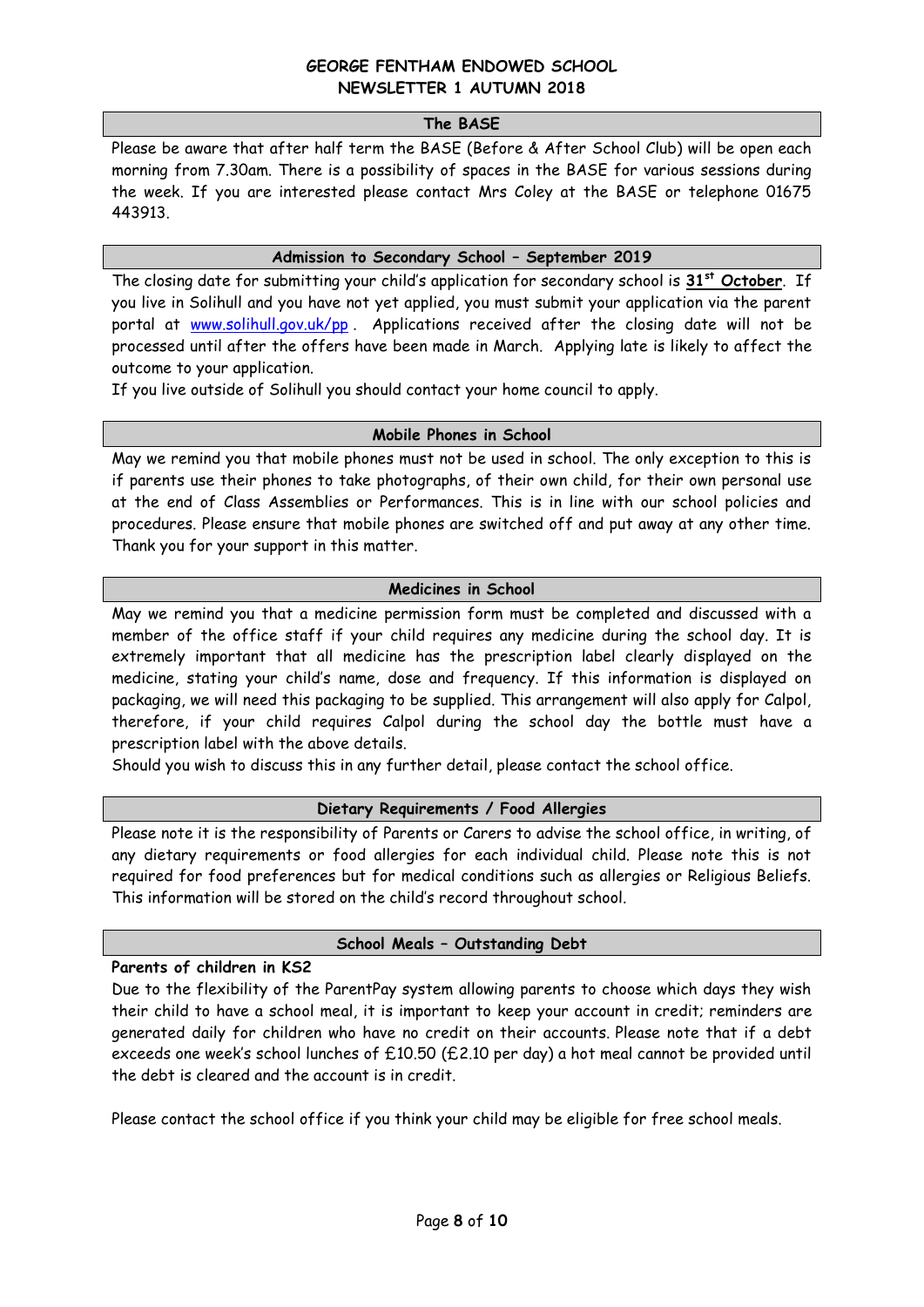# GEORGE FENTHAM ENDOWED SCHOOL
# NEWSLETTER 1 AUTUMN 2018

## The BASE

Please be aware that after half term the BASE (Before & After School Club) will be open each morning from 7.30am. There is a possibility of spaces in the BASE for various sessions during the week. If you are interested please contact Mrs Coley at the BASE or telephone 01675 443913.

## Admission to Secondary School – September 2019

The closing date for submitting your child's application for secondary school is **31st October**. If you live in Solihull and you have not yet applied, you must submit your application via the parent portal at www.solihull.gov.uk/pp . Applications received after the closing date will not be processed until after the offers have been made in March. Applying late is likely to affect the outcome to your application.

If you live outside of Solihull you should contact your home council to apply.

## Mobile Phones in School

May we remind you that mobile phones must not be used in school. The only exception to this is if parents use their phones to take photographs, of their own child, for their own personal use at the end of Class Assemblies or Performances. This is in line with our school policies and procedures. Please ensure that mobile phones are switched off and put away at any other time. Thank you for your support in this matter.

## Medicines in School

May we remind you that a medicine permission form must be completed and discussed with a member of the office staff if your child requires any medicine during the school day. It is extremely important that all medicine has the prescription label clearly displayed on the medicine, stating your child's name, dose and frequency. If this information is displayed on packaging, we will need this packaging to be supplied. This arrangement will also apply for Calpol, therefore, if your child requires Calpol during the school day the bottle must have a prescription label with the above details.

Should you wish to discuss this in any further detail, please contact the school office.

## Dietary Requirements / Food Allergies

Please note it is the responsibility of Parents or Carers to advise the school office, in writing, of any dietary requirements or food allergies for each individual child. Please note this is not required for food preferences but for medical conditions such as allergies or Religious Beliefs. This information will be stored on the child's record throughout school.

## School Meals – Outstanding Debt

**Parents of children in KS2**

Due to the flexibility of the ParentPay system allowing parents to choose which days they wish their child to have a school meal, it is important to keep your account in credit; reminders are generated daily for children who have no credit on their accounts. Please note that if a debt exceeds one week's school lunches of £10.50 (£2.10 per day) a hot meal cannot be provided until the debt is cleared and the account is in credit.

Please contact the school office if you think your child may be eligible for free school meals.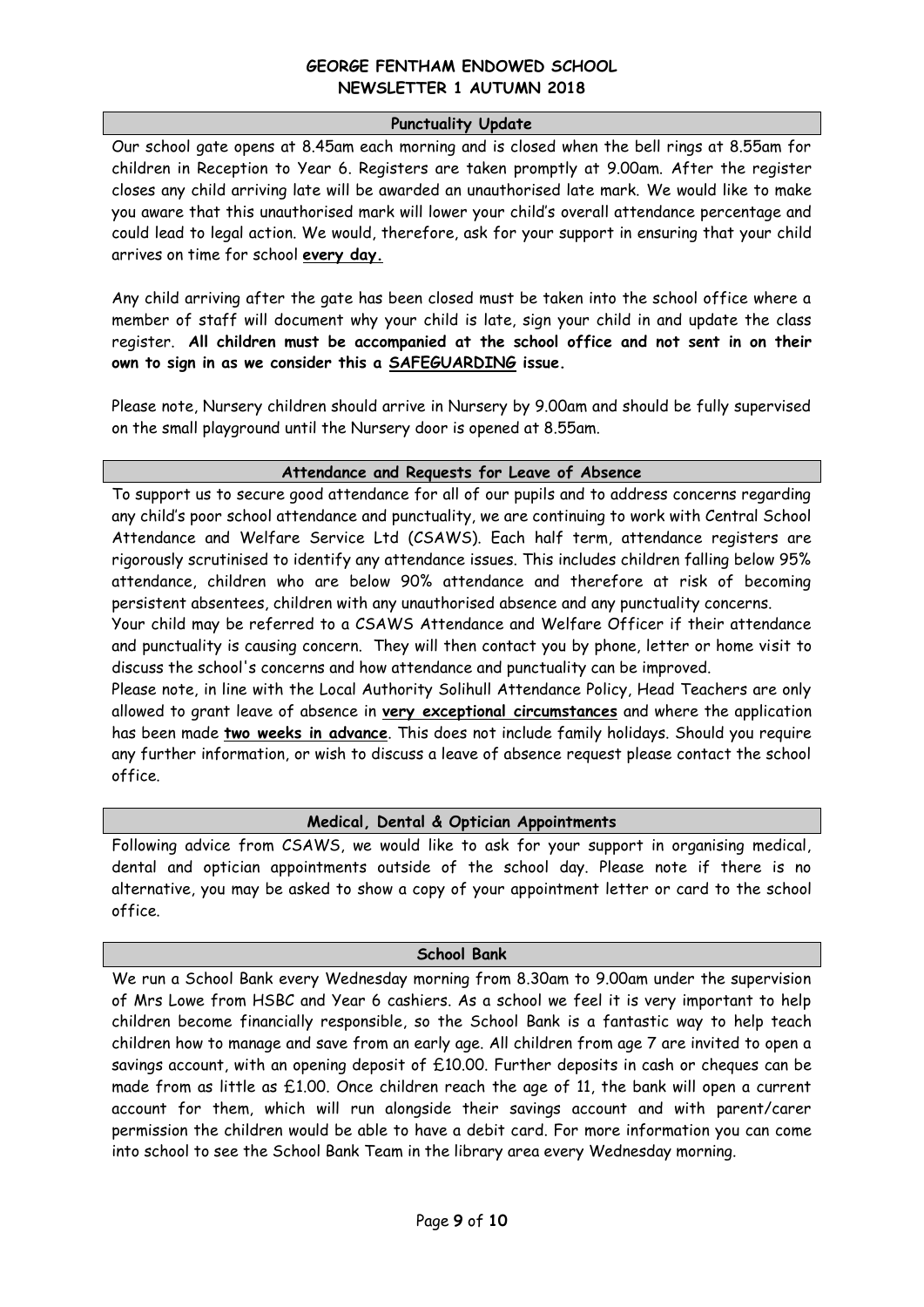## Punctuality Update

Our school gate opens at 8.45am each morning and is closed when the bell rings at 8.55am for children in Reception to Year 6. Registers are taken promptly at 9.00am. After the register closes any child arriving late will be awarded an unauthorised late mark. We would like to make you aware that this unauthorised mark will lower your child's overall attendance percentage and could lead to legal action. We would, therefore, ask for your support in ensuring that your child arrives on time for school **<u>every day.</u>**

Any child arriving after the gate has been closed must be taken into the school office where a member of staff will document why your child is late, sign your child in and update the class register. **All children must be accompanied at the school office and not sent in on their own to sign in as we consider this a <u>SAFEGUARDING</u> issue.**

Please note, Nursery children should arrive in Nursery by 9.00am and should be fully supervised on the small playground until the Nursery door is opened at 8.55am.

## Attendance and Requests for Leave of Absence

To support us to secure good attendance for all of our pupils and to address concerns regarding any child's poor school attendance and punctuality, we are continuing to work with Central School Attendance and Welfare Service Ltd (CSAWS). Each half term, attendance registers are rigorously scrutinised to identify any attendance issues. This includes children falling below 95% attendance, children who are below 90% attendance and therefore at risk of becoming persistent absentees, children with any unauthorised absence and any punctuality concerns.

Your child may be referred to a CSAWS Attendance and Welfare Officer if their attendance and punctuality is causing concern. They will then contact you by phone, letter or home visit to discuss the school's concerns and how attendance and punctuality can be improved.

Please note, in line with the Local Authority Solihull Attendance Policy, Head Teachers are only allowed to grant leave of absence in **<u>very exceptional circumstances</u>** and where the application has been made **<u>two weeks in advance</u>**. This does not include family holidays. Should you require any further information, or wish to discuss a leave of absence request please contact the school office.

## Medical, Dental & Optician Appointments

Following advice from CSAWS, we would like to ask for your support in organising medical, dental and optician appointments outside of the school day. Please note if there is no alternative, you may be asked to show a copy of your appointment letter or card to the school office.

## School Bank

We run a School Bank every Wednesday morning from 8.30am to 9.00am under the supervision of Mrs Lowe from HSBC and Year 6 cashiers. As a school we feel it is very important to help children become financially responsible, so the School Bank is a fantastic way to help teach children how to manage and save from an early age. All children from age 7 are invited to open a savings account, with an opening deposit of £10.00. Further deposits in cash or cheques can be made from as little as £1.00. Once children reach the age of 11, the bank will open a current account for them, which will run alongside their savings account and with parent/carer permission the children would be able to have a debit card. For more information you can come into school to see the School Bank Team in the library area every Wednesday morning.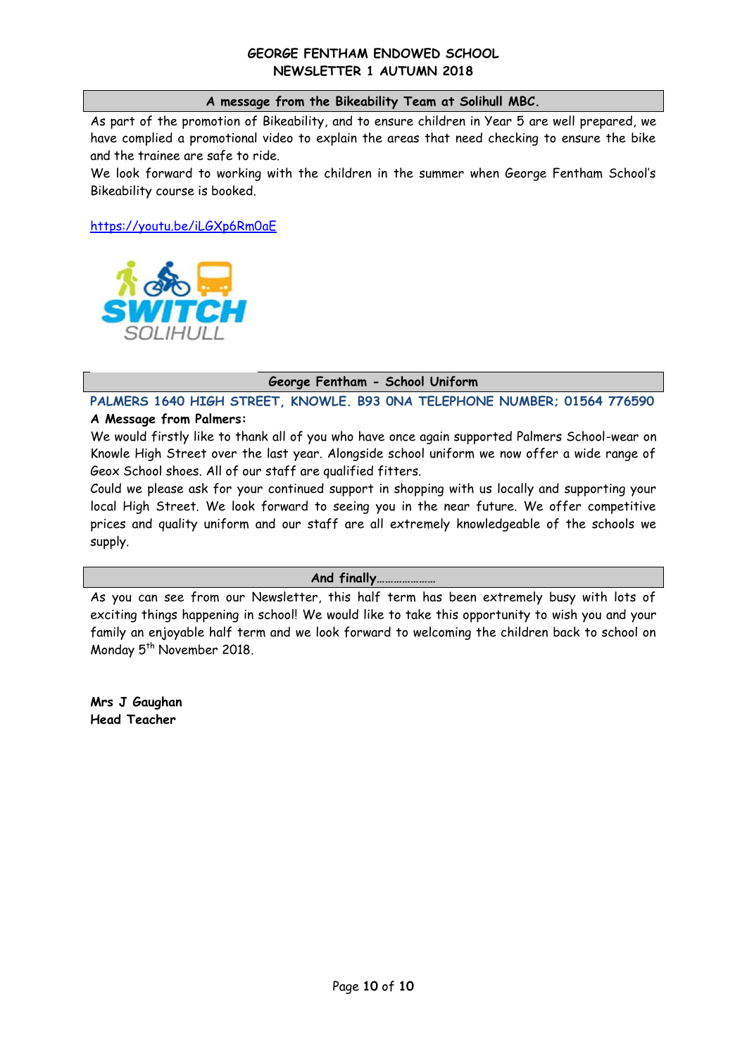GEORGE FENTHAM ENDOWED SCHOOL
NEWSLETTER 1 AUTUMN 2018

## A message from the Bikeability Team at Solihull MBC.

As part of the promotion of Bikeability, and to ensure children in Year 5 are well prepared, we have complied a promotional video to explain the areas that need checking to ensure the bike and the trainee are safe to ride.

We look forward to working with the children in the summer when George Fentham School's Bikeability course is booked.

https://youtu.be/iLGXp6Rm0aE

SWITCH SOLIHULL

## George Fentham - School Uniform

PALMERS 1640 HIGH STREET, KNOWLE. B93 0NA TELEPHONE NUMBER; 01564 776590

**A Message from Palmers:**

We would firstly like to thank all of you who have once again supported Palmers School-wear on Knowle High Street over the last year. Alongside school uniform we now offer a wide range of Geox School shoes. All of our staff are qualified fitters.

Could we please ask for your continued support in shopping with us locally and supporting your local High Street. We look forward to seeing you in the near future. We offer competitive prices and quality uniform and our staff are all extremely knowledgeable of the schools we supply.

## And finally…………………

As you can see from our Newsletter, this half term has been extremely busy with lots of exciting things happening in school! We would like to take this opportunity to wish you and your family an enjoyable half term and we look forward to welcoming the children back to school on Monday 5th November 2018.

**Mrs J Gaughan**
**Head Teacher**